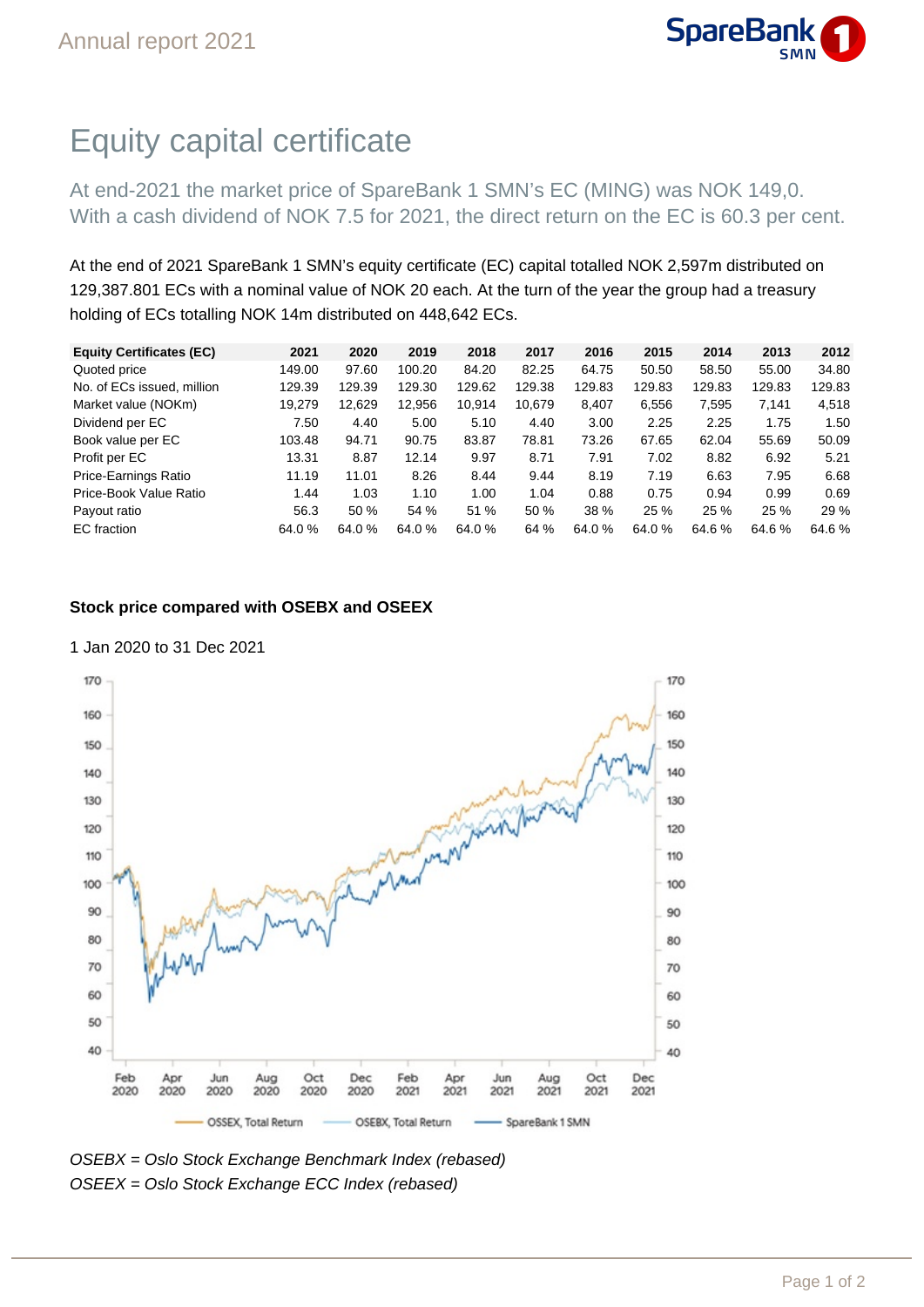# Equity capital certificate

At end-2021 the market price of SpareBank 1 SMN's EC (MING) was NOK 149,0. With a cash dividend of NOK 7.5 for 2021, the direct return on the EC is 60.3 per cent.

At the end of 2021 SpareBank 1 SMN's equity certificate (EC) capital totalled NOK 2,597m distributed on 129,387.801 ECs with a nominal value of NOK 20 each. At the turn of the year the group had a treasury holding of ECs totalling NOK 14m distributed on 448,642 ECs.

| Equity Certificates (EC) | 2021 | 2020 | 2019 | 2018 | 2017 | 2016 | 2015 | 2014 | 2013 | 2012 |
|---|---|---|---|---|---|---|---|---|---|---|
| Quoted price | 149.00 | 97.60 | 100.20 | 84.20 | 82.25 | 64.75 | 50.50 | 58.50 | 55.00 | 34.80 |
| No. of ECs issued, million | 129.39 | 129.39 | 129.30 | 129.62 | 129.38 | 129.83 | 129.83 | 129.83 | 129.83 | 129.83 |
| Market value (NOKm) | 19,279 | 12,629 | 12,956 | 10,914 | 10,679 | 8,407 | 6,556 | 7,595 | 7,141 | 4,518 |
| Dividend per EC | 7.50 | 4.40 | 5.00 | 5.10 | 4.40 | 3.00 | 2.25 | 2.25 | 1.75 | 1.50 |
| Book value per EC | 103.48 | 94.71 | 90.75 | 83.87 | 78.81 | 73.26 | 67.65 | 62.04 | 55.69 | 50.09 |
| Profit per EC | 13.31 | 8.87 | 12.14 | 9.97 | 8.71 | 7.91 | 7.02 | 8.82 | 6.92 | 5.21 |
| Price-Earnings Ratio | 11.19 | 11.01 | 8.26 | 8.44 | 9.44 | 8.19 | 7.19 | 6.63 | 7.95 | 6.68 |
| Price-Book Value Ratio | 1.44 | 1.03 | 1.10 | 1.00 | 1.04 | 0.88 | 0.75 | 0.94 | 0.99 | 0.69 |
| Payout ratio | 56.3 | 50 % | 54 % | 51 % | 50 % | 38 % | 25 % | 25 % | 25 % | 29 % |
| EC fraction | 64.0 % | 64.0 % | 64.0 % | 64.0 % | 64 % | 64.0 % | 64.0 % | 64.6 % | 64.6 % | 64.6 % |

**Stock price compared with OSEBX and OSEEX**

1 Jan 2020 to 31 Dec 2021

*OSEBX = Oslo Stock Exchange Benchmark Index (rebased)*
*OSEEX = Oslo Stock Exchange ECC Index (rebased)*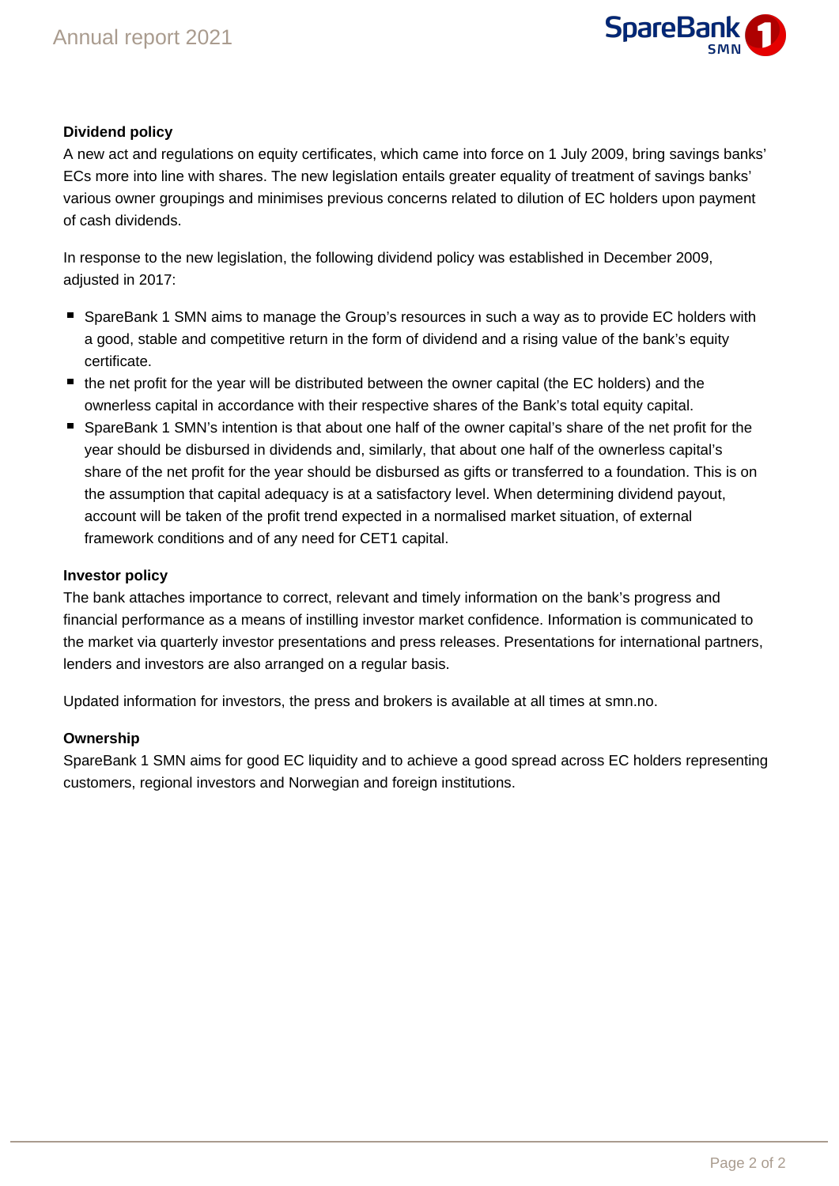**Dividend policy**

A new act and regulations on equity certificates, which came into force on 1 July 2009, bring savings banks' ECs more into line with shares. The new legislation entails greater equality of treatment of savings banks' various owner groupings and minimises previous concerns related to dilution of EC holders upon payment of cash dividends.

In response to the new legislation, the following dividend policy was established in December 2009, adjusted in 2017:

- SpareBank 1 SMN aims to manage the Group's resources in such a way as to provide EC holders with a good, stable and competitive return in the form of dividend and a rising value of the bank's equity certificate.
- the net profit for the year will be distributed between the owner capital (the EC holders) and the ownerless capital in accordance with their respective shares of the Bank's total equity capital.
- SpareBank 1 SMN's intention is that about one half of the owner capital's share of the net profit for the year should be disbursed in dividends and, similarly, that about one half of the ownerless capital's share of the net profit for the year should be disbursed as gifts or transferred to a foundation. This is on the assumption that capital adequacy is at a satisfactory level. When determining dividend payout, account will be taken of the profit trend expected in a normalised market situation, of external framework conditions and of any need for CET1 capital.

**Investor policy**

The bank attaches importance to correct, relevant and timely information on the bank's progress and financial performance as a means of instilling investor market confidence. Information is communicated to the market via quarterly investor presentations and press releases. Presentations for international partners, lenders and investors are also arranged on a regular basis.

Updated information for investors, the press and brokers is available at all times at smn.no.

**Ownership**

SpareBank 1 SMN aims for good EC liquidity and to achieve a good spread across EC holders representing customers, regional investors and Norwegian and foreign institutions.